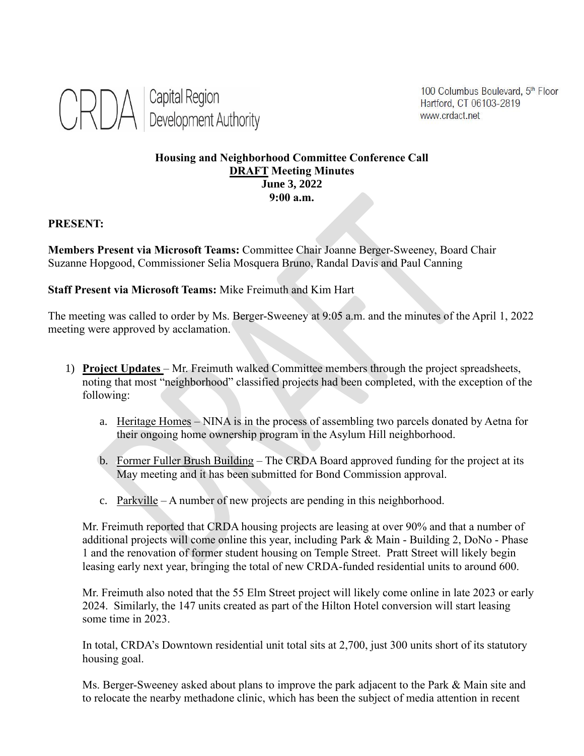CRDA | Capital Region Development Authority

100 Columbus Boulevard, 5th Floor
Hartford, CT 06103-2819
www.crdact.net

**Housing and Neighborhood Committee Conference Call**
**DRAFT Meeting Minutes**
**June 3, 2022**
**9:00 a.m.**

**PRESENT:**

**Members Present via Microsoft Teams:** Committee Chair Joanne Berger-Sweeney, Board Chair Suzanne Hopgood, Commissioner Selia Mosquera Bruno, Randal Davis and Paul Canning

**Staff Present via Microsoft Teams:** Mike Freimuth and Kim Hart

The meeting was called to order by Ms. Berger-Sweeney at 9:05 a.m. and the minutes of the April 1, 2022 meeting were approved by acclamation.

1) **Project Updates** – Mr. Freimuth walked Committee members through the project spreadsheets, noting that most "neighborhood" classified projects had been completed, with the exception of the following:

   a. Heritage Homes – NINA is in the process of assembling two parcels donated by Aetna for their ongoing home ownership program in the Asylum Hill neighborhood.

   b. Former Fuller Brush Building – The CRDA Board approved funding for the project at its May meeting and it has been submitted for Bond Commission approval.

   c. Parkville – A number of new projects are pending in this neighborhood.

   Mr. Freimuth reported that CRDA housing projects are leasing at over 90% and that a number of additional projects will come online this year, including Park & Main - Building 2, DoNo - Phase 1 and the renovation of former student housing on Temple Street. Pratt Street will likely begin leasing early next year, bringing the total of new CRDA-funded residential units to around 600.

   Mr. Freimuth also noted that the 55 Elm Street project will likely come online in late 2023 or early 2024. Similarly, the 147 units created as part of the Hilton Hotel conversion will start leasing some time in 2023.

   In total, CRDA's Downtown residential unit total sits at 2,700, just 300 units short of its statutory housing goal.

   Ms. Berger-Sweeney asked about plans to improve the park adjacent to the Park & Main site and to relocate the nearby methadone clinic, which has been the subject of media attention in recent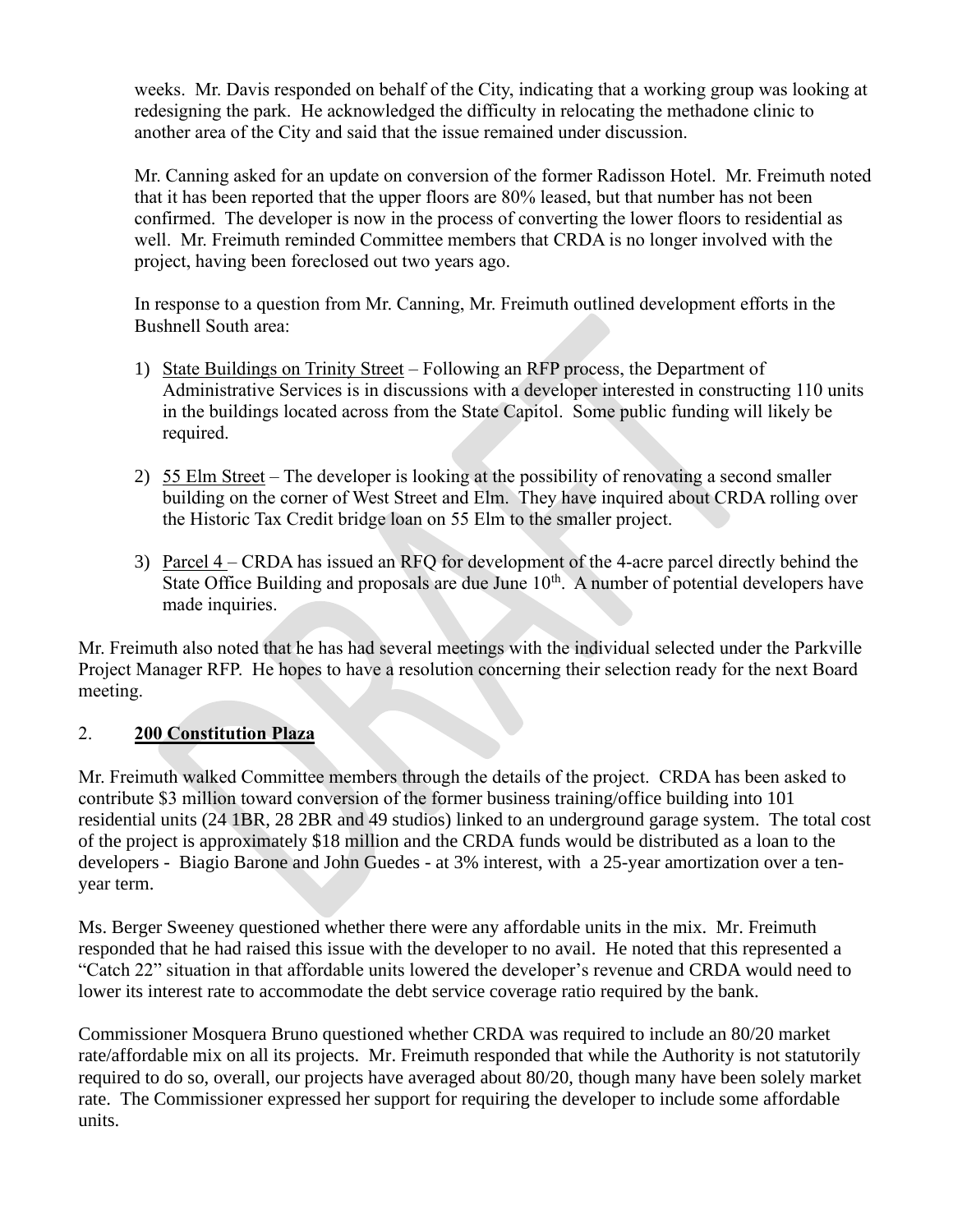weeks. Mr. Davis responded on behalf of the City, indicating that a working group was looking at redesigning the park. He acknowledged the difficulty in relocating the methadone clinic to another area of the City and said that the issue remained under discussion.

Mr. Canning asked for an update on conversion of the former Radisson Hotel. Mr. Freimuth noted that it has been reported that the upper floors are 80% leased, but that number has not been confirmed. The developer is now in the process of converting the lower floors to residential as well. Mr. Freimuth reminded Committee members that CRDA is no longer involved with the project, having been foreclosed out two years ago.

In response to a question from Mr. Canning, Mr. Freimuth outlined development efforts in the Bushnell South area:

1) State Buildings on Trinity Street – Following an RFP process, the Department of Administrative Services is in discussions with a developer interested in constructing 110 units in the buildings located across from the State Capitol. Some public funding will likely be required.

2) 55 Elm Street – The developer is looking at the possibility of renovating a second smaller building on the corner of West Street and Elm. They have inquired about CRDA rolling over the Historic Tax Credit bridge loan on 55 Elm to the smaller project.

3) Parcel 4 – CRDA has issued an RFQ for development of the 4-acre parcel directly behind the State Office Building and proposals are due June 10th. A number of potential developers have made inquiries.

Mr. Freimuth also noted that he has had several meetings with the individual selected under the Parkville Project Manager RFP. He hopes to have a resolution concerning their selection ready for the next Board meeting.

## 2. **200 Constitution Plaza**

Mr. Freimuth walked Committee members through the details of the project. CRDA has been asked to contribute $3 million toward conversion of the former business training/office building into 101 residential units (24 1BR, 28 2BR and 49 studios) linked to an underground garage system. The total cost of the project is approximately $18 million and the CRDA funds would be distributed as a loan to the developers - Biagio Barone and John Guedes - at 3% interest, with a 25-year amortization over a ten-year term.

Ms. Berger Sweeney questioned whether there were any affordable units in the mix. Mr. Freimuth responded that he had raised this issue with the developer to no avail. He noted that this represented a "Catch 22" situation in that affordable units lowered the developer's revenue and CRDA would need to lower its interest rate to accommodate the debt service coverage ratio required by the bank.

Commissioner Mosquera Bruno questioned whether CRDA was required to include an 80/20 market rate/affordable mix on all its projects. Mr. Freimuth responded that while the Authority is not statutorily required to do so, overall, our projects have averaged about 80/20, though many have been solely market rate. The Commissioner expressed her support for requiring the developer to include some affordable units.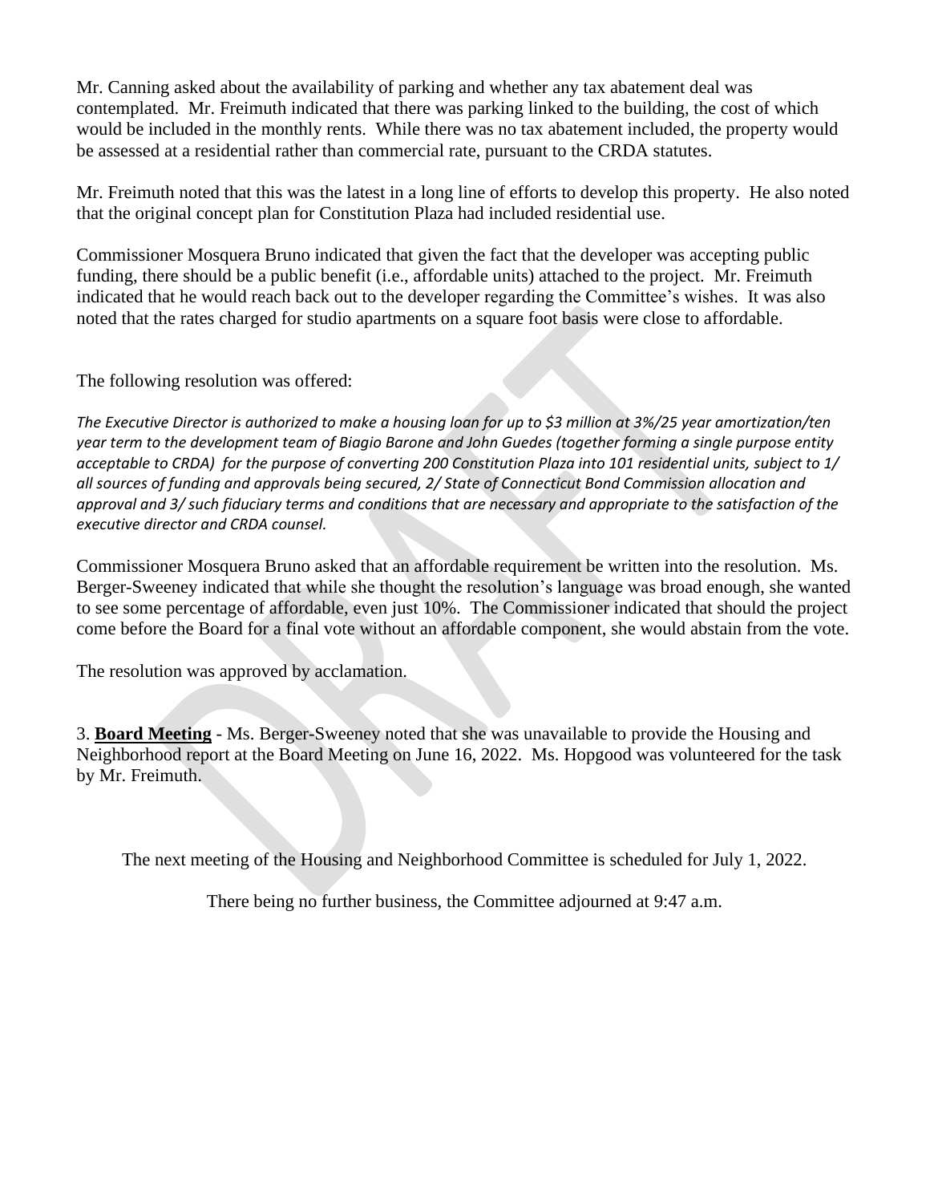Mr. Canning asked about the availability of parking and whether any tax abatement deal was contemplated. Mr. Freimuth indicated that there was parking linked to the building, the cost of which would be included in the monthly rents. While there was no tax abatement included, the property would be assessed at a residential rather than commercial rate, pursuant to the CRDA statutes.

Mr. Freimuth noted that this was the latest in a long line of efforts to develop this property. He also noted that the original concept plan for Constitution Plaza had included residential use.

Commissioner Mosquera Bruno indicated that given the fact that the developer was accepting public funding, there should be a public benefit (i.e., affordable units) attached to the project. Mr. Freimuth indicated that he would reach back out to the developer regarding the Committee's wishes. It was also noted that the rates charged for studio apartments on a square foot basis were close to affordable.

The following resolution was offered:

*The Executive Director is authorized to make a housing loan for up to $3 million at 3%/25 year amortization/ten year term to the development team of Biagio Barone and John Guedes (together forming a single purpose entity acceptable to CRDA) for the purpose of converting 200 Constitution Plaza into 101 residential units, subject to 1/ all sources of funding and approvals being secured, 2/ State of Connecticut Bond Commission allocation and approval and 3/ such fiduciary terms and conditions that are necessary and appropriate to the satisfaction of the executive director and CRDA counsel.*

Commissioner Mosquera Bruno asked that an affordable requirement be written into the resolution. Ms. Berger-Sweeney indicated that while she thought the resolution's language was broad enough, she wanted to see some percentage of affordable, even just 10%. The Commissioner indicated that should the project come before the Board for a final vote without an affordable component, she would abstain from the vote.

The resolution was approved by acclamation.

3. **Board Meeting** - Ms. Berger-Sweeney noted that she was unavailable to provide the Housing and Neighborhood report at the Board Meeting on June 16, 2022. Ms. Hopgood was volunteered for the task by Mr. Freimuth.

The next meeting of the Housing and Neighborhood Committee is scheduled for July 1, 2022.

There being no further business, the Committee adjourned at 9:47 a.m.